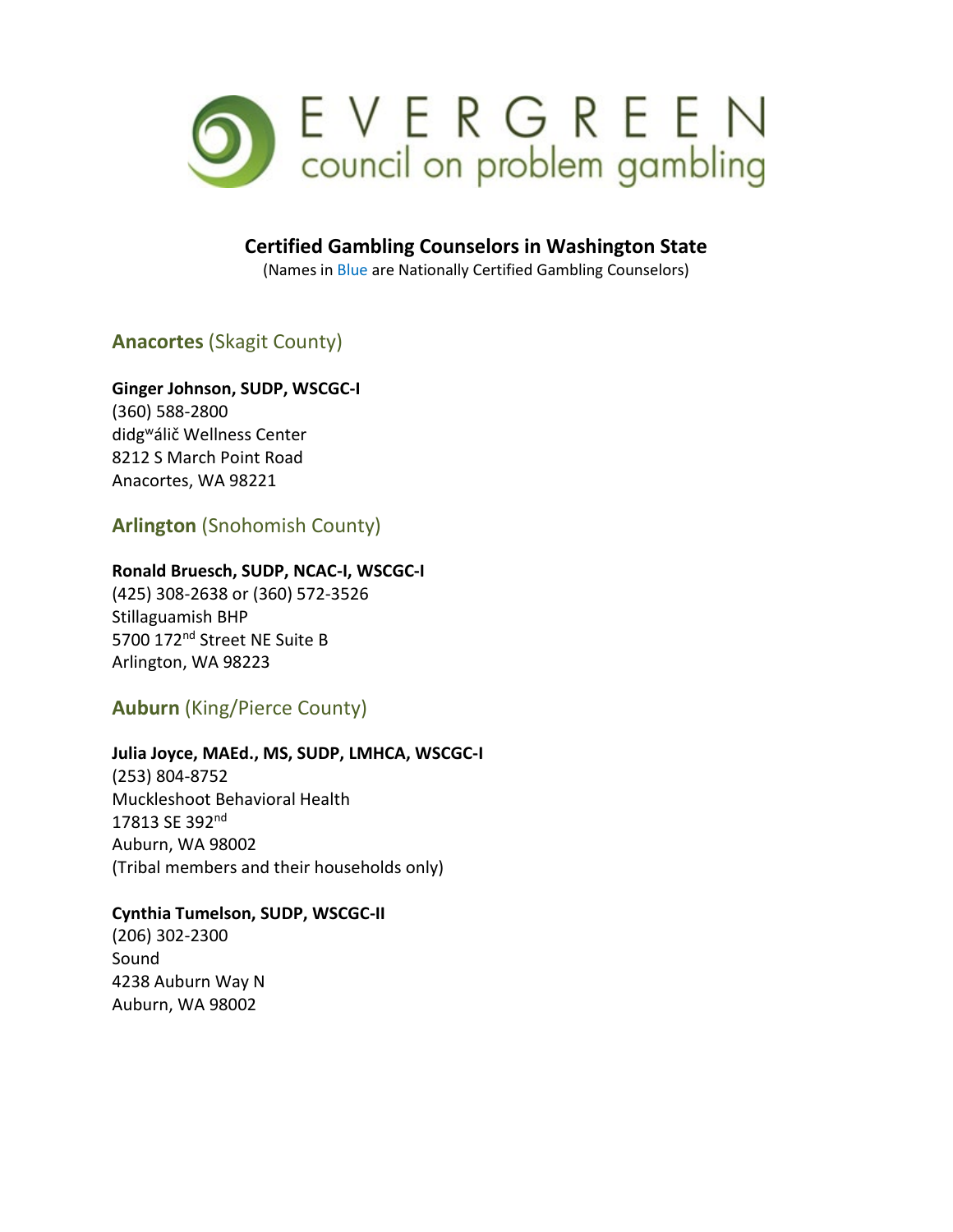# EVERGREEN council on problem gambling

## Certified Gambling Counselors in Washington State

(Names in Blue are Nationally Certified Gambling Counselors)

### Anacortes (Skagit County)

**Ginger Johnson, SUDP, WSCGC-I**
(360) 588-2800
didgʷálič Wellness Center
8212 S March Point Road
Anacortes, WA 98221

### Arlington (Snohomish County)

**Ronald Bruesch, SUDP, NCAC-I, WSCGC-I**
(425) 308-2638 or (360) 572-3526
Stillaguamish BHP
5700 172nd Street NE Suite B
Arlington, WA 98223

### Auburn (King/Pierce County)

**Julia Joyce, MAEd., MS, SUDP, LMHCA, WSCGC-I**
(253) 804-8752
Muckleshoot Behavioral Health
17813 SE 392nd
Auburn, WA 98002
(Tribal members and their households only)

**Cynthia Tumelson, SUDP, WSCGC-II**
(206) 302-2300
Sound
4238 Auburn Way N
Auburn, WA 98002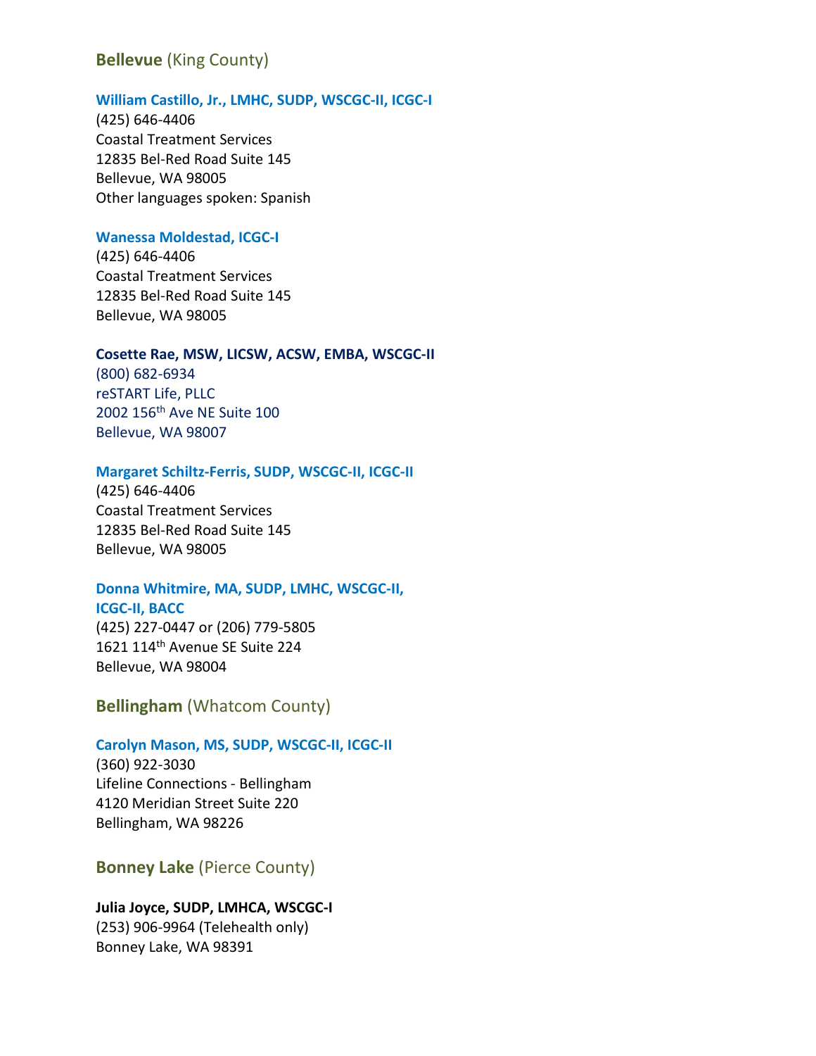## **Bellevue** (King County)

### William Castillo, Jr., LMHC, SUDP, WSCGC-II, ICGC-I

(425) 646-4406
Coastal Treatment Services
12835 Bel-Red Road Suite 145
Bellevue, WA 98005
Other languages spoken: Spanish

### Wanessa Moldestad, ICGC-I

(425) 646-4406
Coastal Treatment Services
12835 Bel-Red Road Suite 145
Bellevue, WA 98005

### Cosette Rae, MSW, LICSW, ACSW, EMBA, WSCGC-II

(800) 682-6934
reSTART Life, PLLC
2002 156th Ave NE Suite 100
Bellevue, WA 98007

### Margaret Schiltz-Ferris, SUDP, WSCGC-II, ICGC-II

(425) 646-4406
Coastal Treatment Services
12835 Bel-Red Road Suite 145
Bellevue, WA 98005

### Donna Whitmire, MA, SUDP, LMHC, WSCGC-II, ICGC-II, BACC

(425) 227-0447 or (206) 779-5805
1621 114th Avenue SE Suite 224
Bellevue, WA 98004

## **Bellingham** (Whatcom County)

### Carolyn Mason, MS, SUDP, WSCGC-II, ICGC-II

(360) 922-3030
Lifeline Connections - Bellingham
4120 Meridian Street Suite 220
Bellingham, WA 98226

## **Bonney Lake** (Pierce County)

### Julia Joyce, SUDP, LMHCA, WSCGC-I

(253) 906-9964 (Telehealth only)
Bonney Lake, WA 98391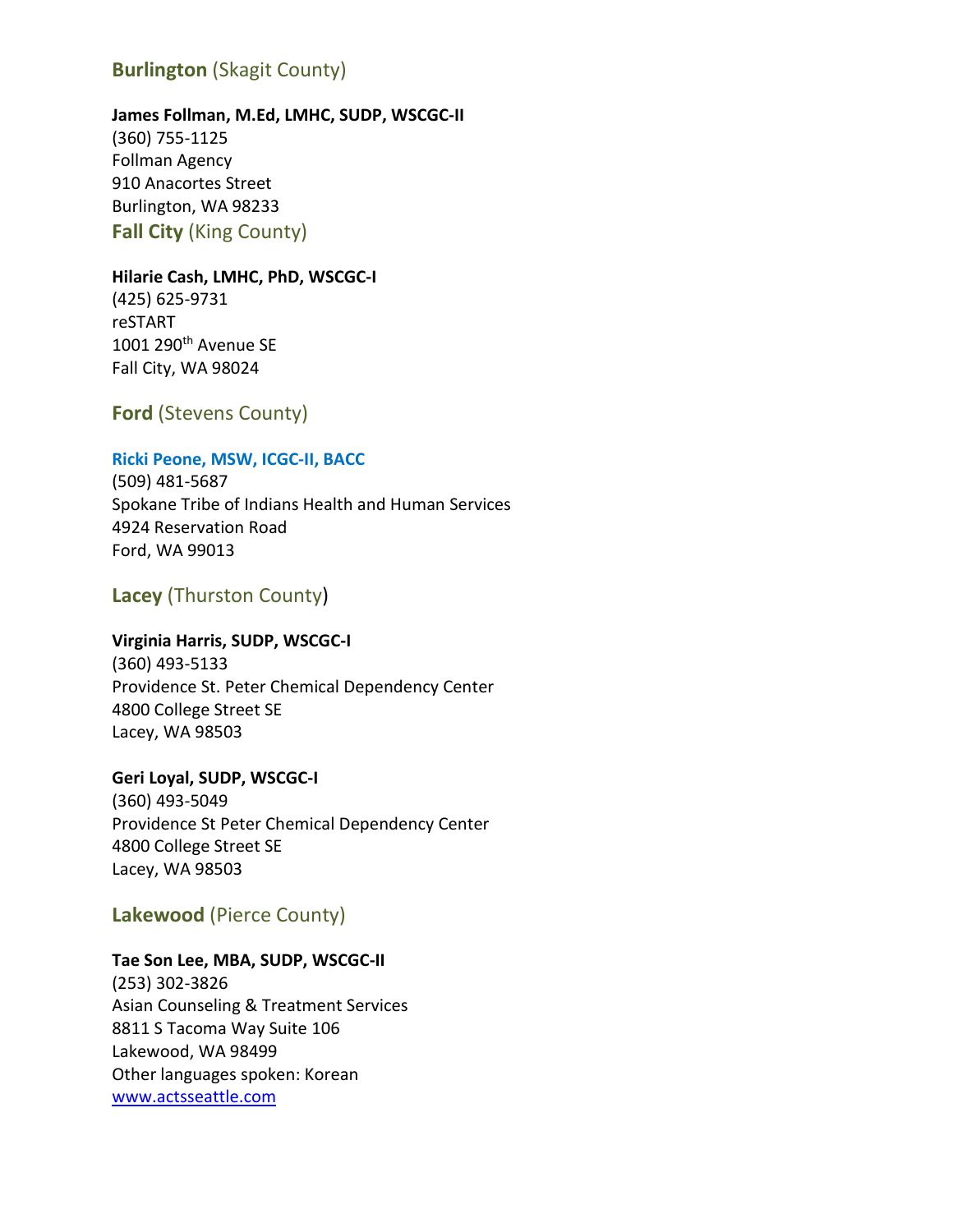## **Burlington** (Skagit County)

**James Follman, M.Ed, LMHC, SUDP, WSCGC-II**
(360) 755-1125
Follman Agency
910 Anacortes Street
Burlington, WA 98233

## **Fall City** (King County)

**Hilarie Cash, LMHC, PhD, WSCGC-I**
(425) 625-9731
reSTART
1001 290th Avenue SE
Fall City, WA 98024

## **Ford** (Stevens County)

**Ricki Peone, MSW, ICGC-II, BACC**
(509) 481-5687
Spokane Tribe of Indians Health and Human Services
4924 Reservation Road
Ford, WA 99013

## **Lacey** (Thurston County)

**Virginia Harris, SUDP, WSCGC-I**
(360) 493-5133
Providence St. Peter Chemical Dependency Center
4800 College Street SE
Lacey, WA 98503

**Geri Loyal, SUDP, WSCGC-I**
(360) 493-5049
Providence St Peter Chemical Dependency Center
4800 College Street SE
Lacey, WA 98503

## **Lakewood** (Pierce County)

**Tae Son Lee, MBA, SUDP, WSCGC-II**
(253) 302-3826
Asian Counseling & Treatment Services
8811 S Tacoma Way Suite 106
Lakewood, WA 98499
Other languages spoken: Korean
www.actsseattle.com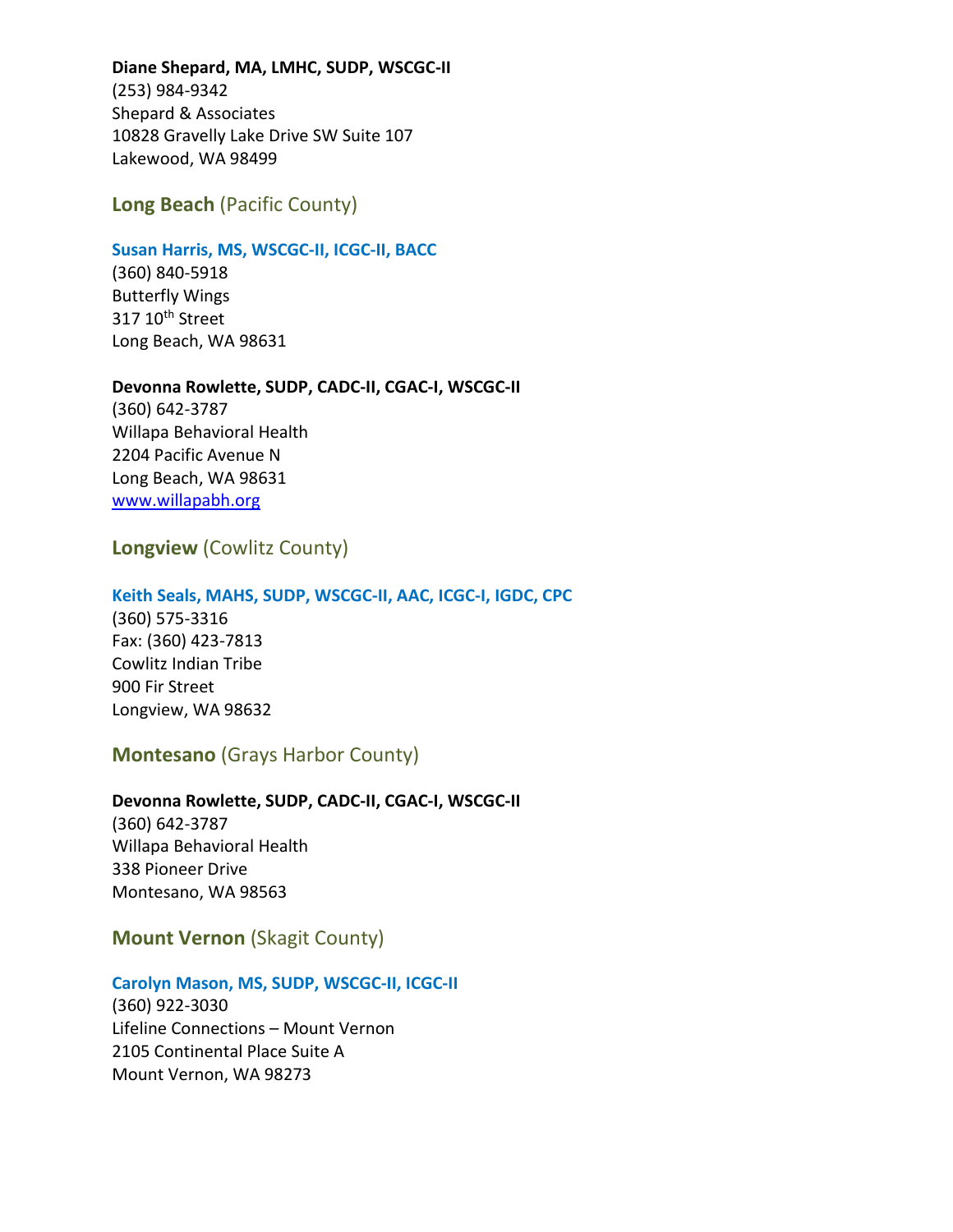**Diane Shepard, MA, LMHC, SUDP, WSCGC-II**
(253) 984-9342
Shepard & Associates
10828 Gravelly Lake Drive SW Suite 107
Lakewood, WA 98499

## **Long Beach** (Pacific County)

**Susan Harris, MS, WSCGC-II, ICGC-II, BACC**
(360) 840-5918
Butterfly Wings
317 10th Street
Long Beach, WA 98631

**Devonna Rowlette, SUDP, CADC-II, CGAC-I, WSCGC-II**
(360) 642-3787
Willapa Behavioral Health
2204 Pacific Avenue N
Long Beach, WA 98631
www.willapabh.org

## **Longview** (Cowlitz County)

**Keith Seals, MAHS, SUDP, WSCGC-II, AAC, ICGC-I, IGDC, CPC**
(360) 575-3316
Fax: (360) 423-7813
Cowlitz Indian Tribe
900 Fir Street
Longview, WA 98632

## **Montesano** (Grays Harbor County)

**Devonna Rowlette, SUDP, CADC-II, CGAC-I, WSCGC-II**
(360) 642-3787
Willapa Behavioral Health
338 Pioneer Drive
Montesano, WA 98563

## **Mount Vernon** (Skagit County)

**Carolyn Mason, MS, SUDP, WSCGC-II, ICGC-II**
(360) 922-3030
Lifeline Connections – Mount Vernon
2105 Continental Place Suite A
Mount Vernon, WA 98273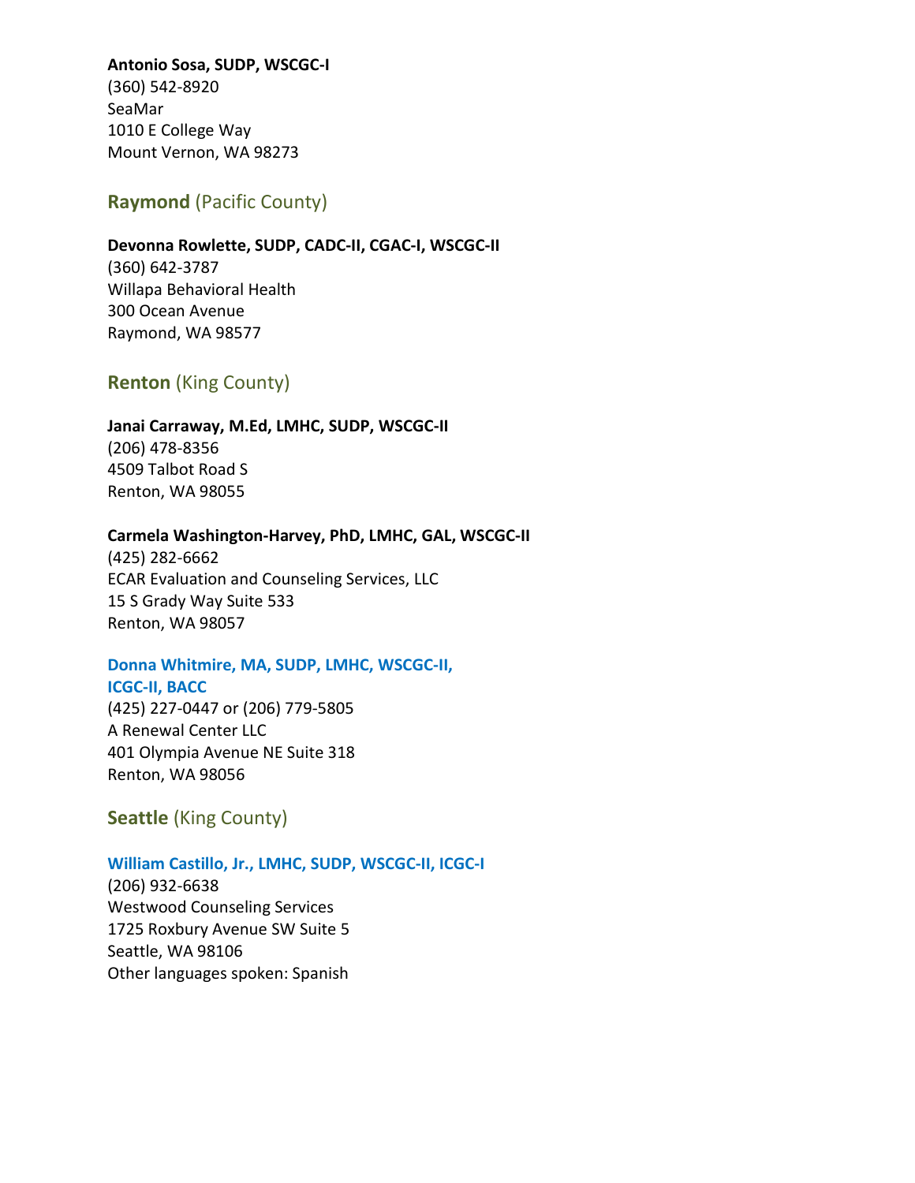**Antonio Sosa, SUDP, WSCGC-I**
(360) 542-8920
SeaMar
1010 E College Way
Mount Vernon, WA 98273

## **Raymond** (Pacific County)

**Devonna Rowlette, SUDP, CADC-II, CGAC-I, WSCGC-II**
(360) 642-3787
Willapa Behavioral Health
300 Ocean Avenue
Raymond, WA 98577

## **Renton** (King County)

**Janai Carraway, M.Ed, LMHC, SUDP, WSCGC-II**
(206) 478-8356
4509 Talbot Road S
Renton, WA 98055

**Carmela Washington-Harvey, PhD, LMHC, GAL, WSCGC-II**
(425) 282-6662
ECAR Evaluation and Counseling Services, LLC
15 S Grady Way Suite 533
Renton, WA 98057

**Donna Whitmire, MA, SUDP, LMHC, WSCGC-II, ICGC-II, BACC**
(425) 227-0447 or (206) 779-5805
A Renewal Center LLC
401 Olympia Avenue NE Suite 318
Renton, WA 98056

## **Seattle** (King County)

**William Castillo, Jr., LMHC, SUDP, WSCGC-II, ICGC-I**
(206) 932-6638
Westwood Counseling Services
1725 Roxbury Avenue SW Suite 5
Seattle, WA 98106
Other languages spoken: Spanish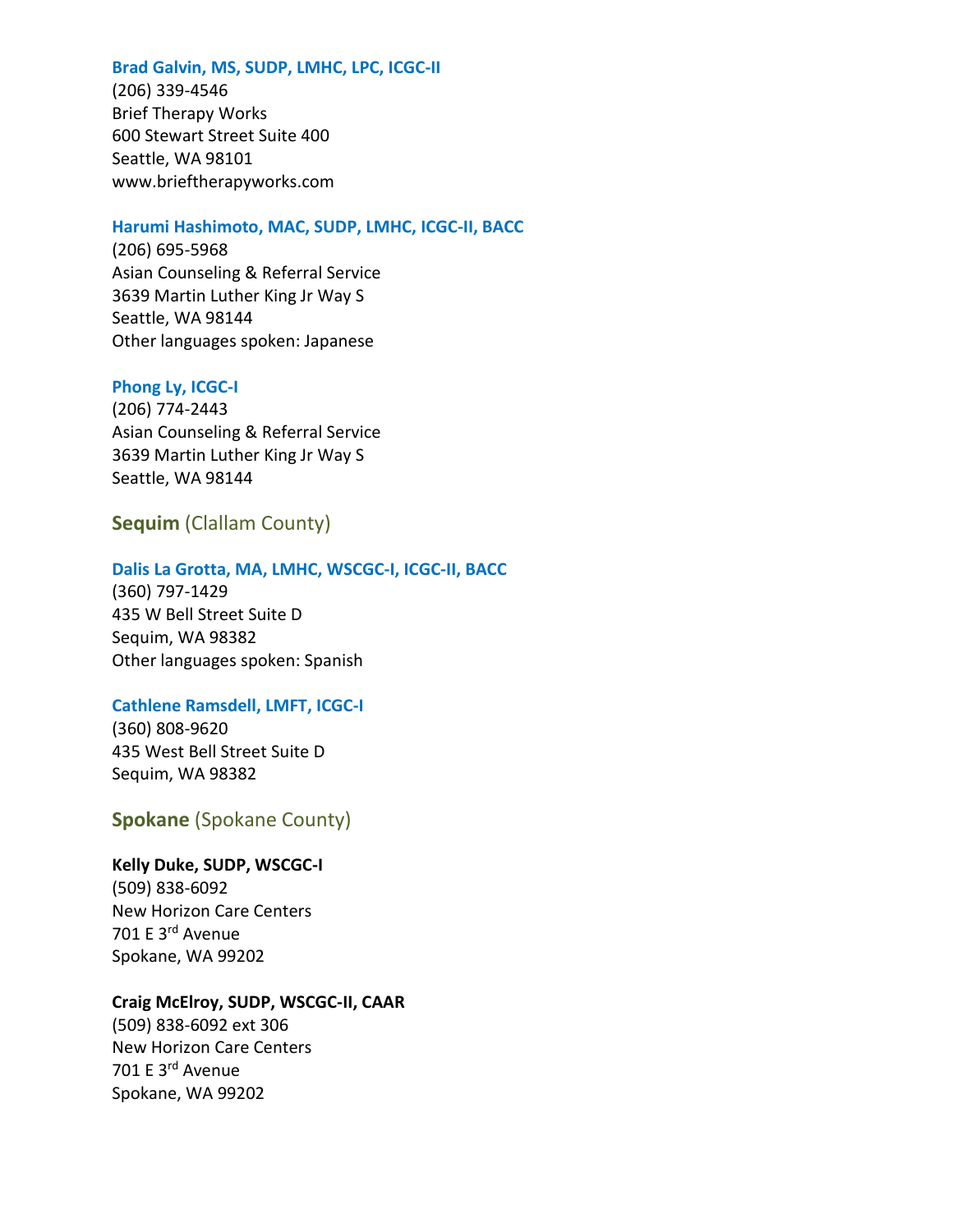**Brad Galvin, MS, SUDP, LMHC, LPC, ICGC-II**
(206) 339-4546
Brief Therapy Works
600 Stewart Street Suite 400
Seattle, WA 98101
www.brieftherapyworks.com

**Harumi Hashimoto, MAC, SUDP, LMHC, ICGC-II, BACC**
(206) 695-5968
Asian Counseling & Referral Service
3639 Martin Luther King Jr Way S
Seattle, WA 98144
Other languages spoken: Japanese

**Phong Ly, ICGC-I**
(206) 774-2443
Asian Counseling & Referral Service
3639 Martin Luther King Jr Way S
Seattle, WA 98144

## **Sequim** (Clallam County)

**Dalis La Grotta, MA, LMHC, WSCGC-I, ICGC-II, BACC**
(360) 797-1429
435 W Bell Street Suite D
Sequim, WA 98382
Other languages spoken: Spanish

**Cathlene Ramsdell, LMFT, ICGC-I**
(360) 808-9620
435 West Bell Street Suite D
Sequim, WA 98382

## **Spokane** (Spokane County)

**Kelly Duke, SUDP, WSCGC-I**
(509) 838-6092
New Horizon Care Centers
701 E 3rd Avenue
Spokane, WA 99202

**Craig McElroy, SUDP, WSCGC-II, CAAR**
(509) 838-6092 ext 306
New Horizon Care Centers
701 E 3rd Avenue
Spokane, WA 99202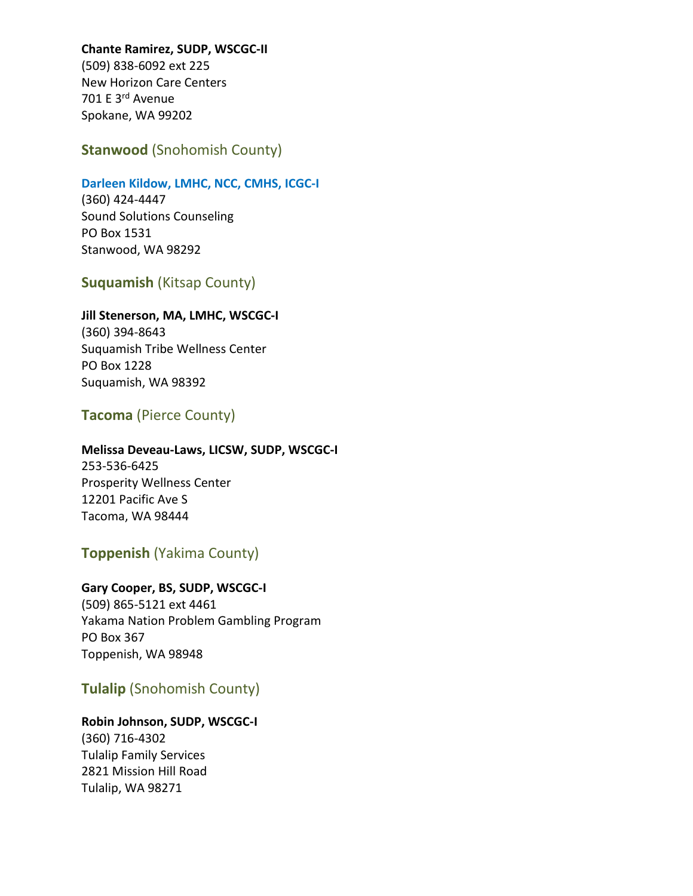**Chante Ramirez, SUDP, WSCGC-II**
(509) 838-6092 ext 225
New Horizon Care Centers
701 E 3rd Avenue
Spokane, WA 99202

## **Stanwood** (Snohomish County)

**Darleen Kildow, LMHC, NCC, CMHS, ICGC-I**
(360) 424-4447
Sound Solutions Counseling
PO Box 1531
Stanwood, WA 98292

## **Suquamish** (Kitsap County)

**Jill Stenerson, MA, LMHC, WSCGC-I**
(360) 394-8643
Suquamish Tribe Wellness Center
PO Box 1228
Suquamish, WA 98392

## **Tacoma** (Pierce County)

**Melissa Deveau-Laws, LICSW, SUDP, WSCGC-I**
253-536-6425
Prosperity Wellness Center
12201 Pacific Ave S
Tacoma, WA 98444

## **Toppenish** (Yakima County)

**Gary Cooper, BS, SUDP, WSCGC-I**
(509) 865-5121 ext 4461
Yakama Nation Problem Gambling Program
PO Box 367
Toppenish, WA 98948

## **Tulalip** (Snohomish County)

**Robin Johnson, SUDP, WSCGC-I**
(360) 716-4302
Tulalip Family Services
2821 Mission Hill Road
Tulalip, WA 98271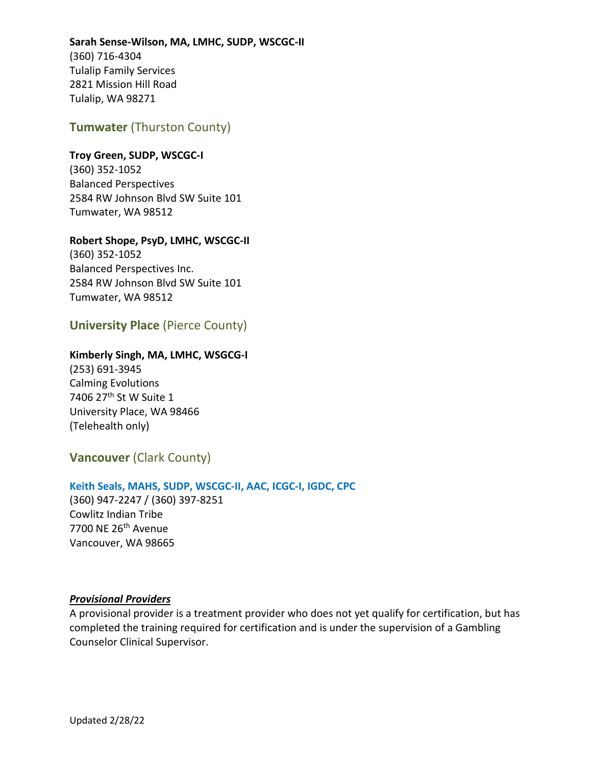**Sarah Sense-Wilson, MA, LMHC, SUDP, WSCGC-II**
(360) 716-4304
Tulalip Family Services
2821 Mission Hill Road
Tulalip, WA 98271

## **Tumwater** (Thurston County)

**Troy Green, SUDP, WSCGC-I**
(360) 352-1052
Balanced Perspectives
2584 RW Johnson Blvd SW Suite 101
Tumwater, WA 98512

**Robert Shope, PsyD, LMHC, WSCGC-II**
(360) 352-1052
Balanced Perspectives Inc.
2584 RW Johnson Blvd SW Suite 101
Tumwater, WA 98512

## **University Place** (Pierce County)

**Kimberly Singh, MA, LMHC, WSGCG-I**
(253) 691-3945
Calming Evolutions
7406 27th St W Suite 1
University Place, WA 98466
(Telehealth only)

## **Vancouver** (Clark County)

**Keith Seals, MAHS, SUDP, WSCGC-II, AAC, ICGC-I, IGDC, CPC**
(360) 947-2247 / (360) 397-8251
Cowlitz Indian Tribe
7700 NE 26th Avenue
Vancouver, WA 98665

***Provisional Providers***
A provisional provider is a treatment provider who does not yet qualify for certification, but has completed the training required for certification and is under the supervision of a Gambling Counselor Clinical Supervisor.

Updated 2/28/22